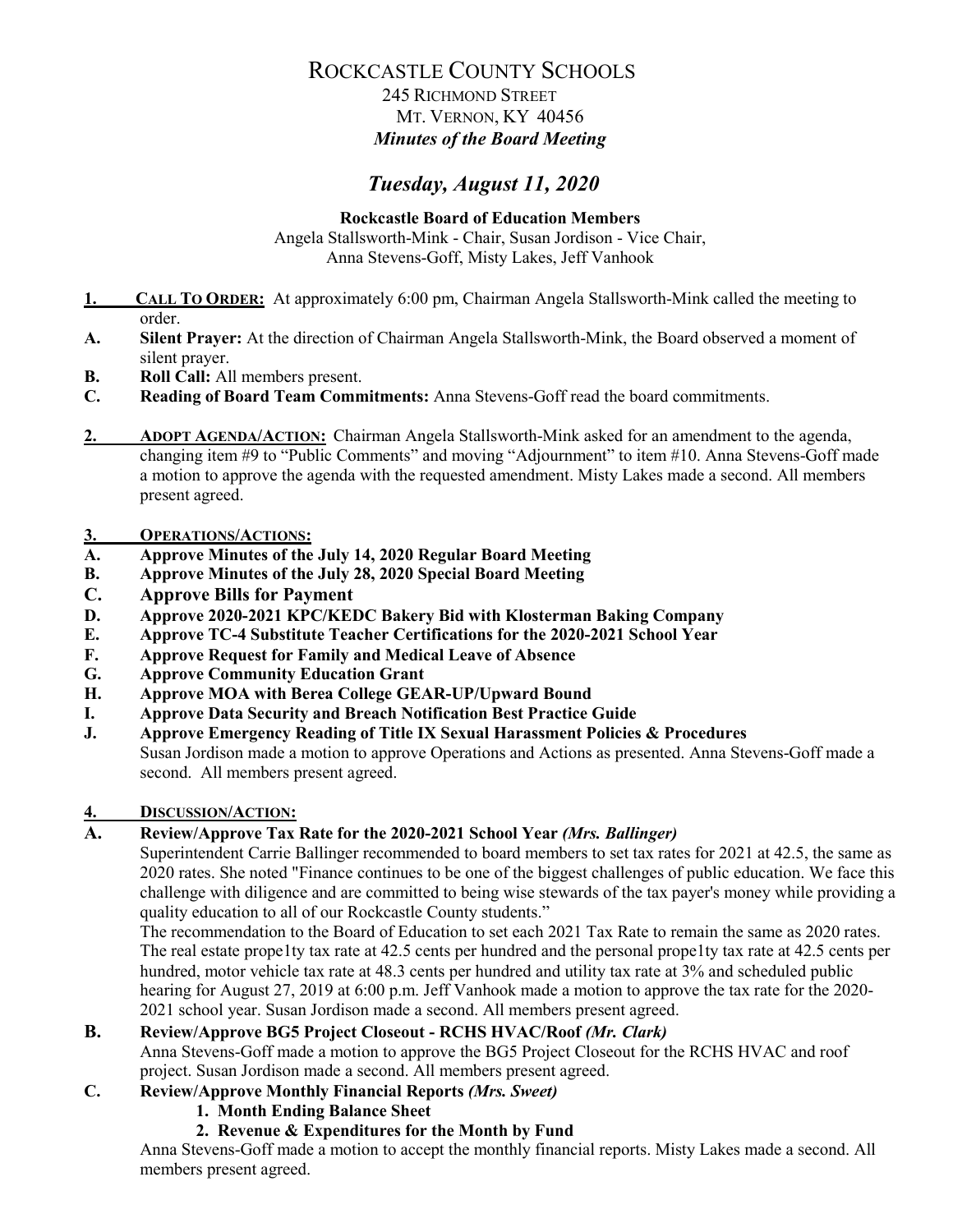# ROCKCASTLE COUNTY SCHOOLS

245 RICHMOND STREET
MT. VERNON, KY 40456
***Minutes of the Board Meeting***

## *Tuesday, August 11, 2020*

**Rockcastle Board of Education Members**
Angela Stallsworth-Mink - Chair, Susan Jordison - Vice Chair,
Anna Stevens-Goff, Misty Lakes, Jeff Vanhook

**1. CALL TO ORDER:** At approximately 6:00 pm, Chairman Angela Stallsworth-Mink called the meeting to order.

**A. Silent Prayer:** At the direction of Chairman Angela Stallsworth-Mink, the Board observed a moment of silent prayer.

**B. Roll Call:** All members present.

**C. Reading of Board Team Commitments:** Anna Stevens-Goff read the board commitments.

**2. ADOPT AGENDA/ACTION:** Chairman Angela Stallsworth-Mink asked for an amendment to the agenda, changing item #9 to "Public Comments" and moving "Adjournment" to item #10. Anna Stevens-Goff made a motion to approve the agenda with the requested amendment. Misty Lakes made a second. All members present agreed.

**3. OPERATIONS/ACTIONS:**

**A. Approve Minutes of the July 14, 2020 Regular Board Meeting**
**B. Approve Minutes of the July 28, 2020 Special Board Meeting**
**C. Approve Bills for Payment**
**D. Approve 2020-2021 KPC/KEDC Bakery Bid with Klosterman Baking Company**
**E. Approve TC-4 Substitute Teacher Certifications for the 2020-2021 School Year**
**F. Approve Request for Family and Medical Leave of Absence**
**G. Approve Community Education Grant**
**H. Approve MOA with Berea College GEAR-UP/Upward Bound**
**I. Approve Data Security and Breach Notification Best Practice Guide**
**J. Approve Emergency Reading of Title IX Sexual Harassment Policies & Procedures**

Susan Jordison made a motion to approve Operations and Actions as presented. Anna Stevens-Goff made a second. All members present agreed.

**4. DISCUSSION/ACTION:**

**A. Review/Approve Tax Rate for the 2020-2021 School Year *(Mrs. Ballinger)***

Superintendent Carrie Ballinger recommended to board members to set tax rates for 2021 at 42.5, the same as 2020 rates. She noted "Finance continues to be one of the biggest challenges of public education. We face this challenge with diligence and are committed to being wise stewards of the tax payer's money while providing a quality education to all of our Rockcastle County students."

The recommendation to the Board of Education to set each 2021 Tax Rate to remain the same as 2020 rates. The real estate prope1ty tax rate at 42.5 cents per hundred and the personal prope1ty tax rate at 42.5 cents per hundred, motor vehicle tax rate at 48.3 cents per hundred and utility tax rate at 3% and scheduled public hearing for August 27, 2019 at 6:00 p.m. Jeff Vanhook made a motion to approve the tax rate for the 2020-2021 school year. Susan Jordison made a second. All members present agreed.

**B. Review/Approve BG5 Project Closeout - RCHS HVAC/Roof *(Mr. Clark)***

Anna Stevens-Goff made a motion to approve the BG5 Project Closeout for the RCHS HVAC and roof project. Susan Jordison made a second. All members present agreed.

**C. Review/Approve Monthly Financial Reports *(Mrs. Sweet)***

1. **Month Ending Balance Sheet**
2. **Revenue & Expenditures for the Month by Fund**

Anna Stevens-Goff made a motion to accept the monthly financial reports. Misty Lakes made a second. All members present agreed.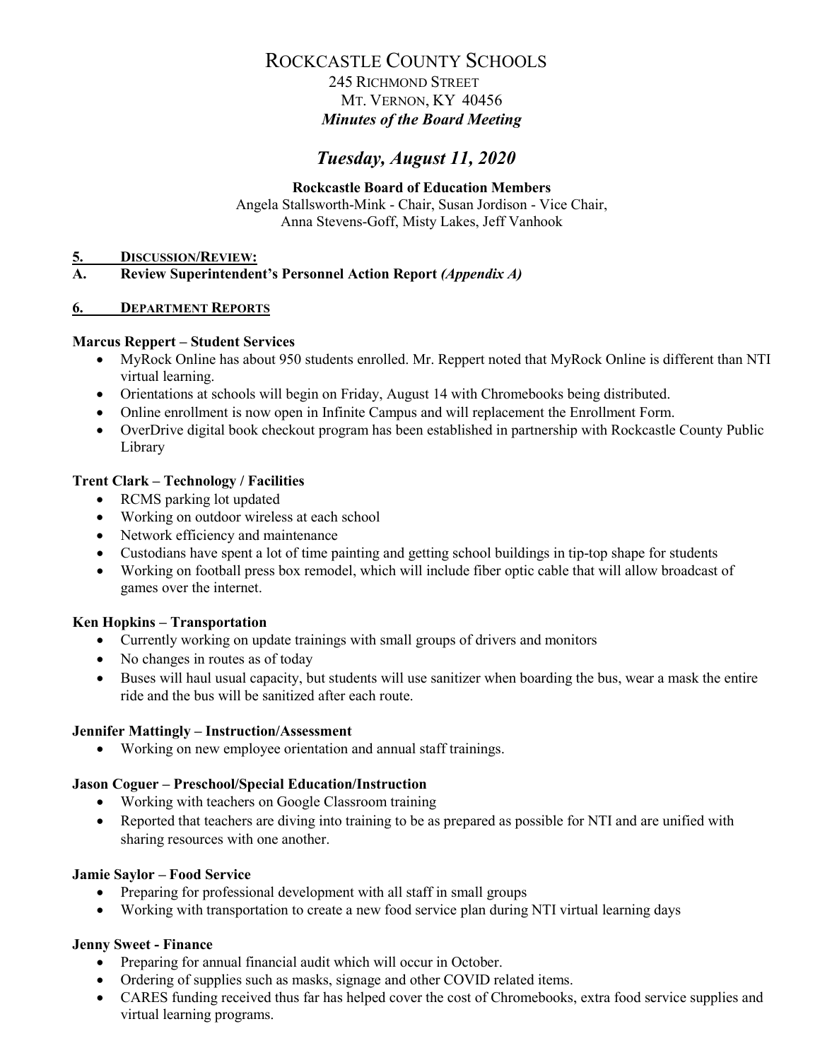# ROCKCASTLE COUNTY SCHOOLS

245 RICHMOND STREET
MT. VERNON, KY 40456
***Minutes of the Board Meeting***

## *Tuesday, August 11, 2020*

**Rockcastle Board of Education Members**
Angela Stallsworth-Mink - Chair, Susan Jordison - Vice Chair,
Anna Stevens-Goff, Misty Lakes, Jeff Vanhook

**5. DISCUSSION/REVIEW:**

**A. Review Superintendent's Personnel Action Report *(Appendix A)***

**6. DEPARTMENT REPORTS**

**Marcus Reppert – Student Services**

- MyRock Online has about 950 students enrolled. Mr. Reppert noted that MyRock Online is different than NTI virtual learning.
- Orientations at schools will begin on Friday, August 14 with Chromebooks being distributed.
- Online enrollment is now open in Infinite Campus and will replacement the Enrollment Form.
- OverDrive digital book checkout program has been established in partnership with Rockcastle County Public Library

**Trent Clark – Technology / Facilities**

- RCMS parking lot updated
- Working on outdoor wireless at each school
- Network efficiency and maintenance
- Custodians have spent a lot of time painting and getting school buildings in tip-top shape for students
- Working on football press box remodel, which will include fiber optic cable that will allow broadcast of games over the internet.

**Ken Hopkins – Transportation**

- Currently working on update trainings with small groups of drivers and monitors
- No changes in routes as of today
- Buses will haul usual capacity, but students will use sanitizer when boarding the bus, wear a mask the entire ride and the bus will be sanitized after each route.

**Jennifer Mattingly – Instruction/Assessment**

- Working on new employee orientation and annual staff trainings.

**Jason Coguer – Preschool/Special Education/Instruction**

- Working with teachers on Google Classroom training
- Reported that teachers are diving into training to be as prepared as possible for NTI and are unified with sharing resources with one another.

**Jamie Saylor – Food Service**

- Preparing for professional development with all staff in small groups
- Working with transportation to create a new food service plan during NTI virtual learning days

**Jenny Sweet - Finance**

- Preparing for annual financial audit which will occur in October.
- Ordering of supplies such as masks, signage and other COVID related items.
- CARES funding received thus far has helped cover the cost of Chromebooks, extra food service supplies and virtual learning programs.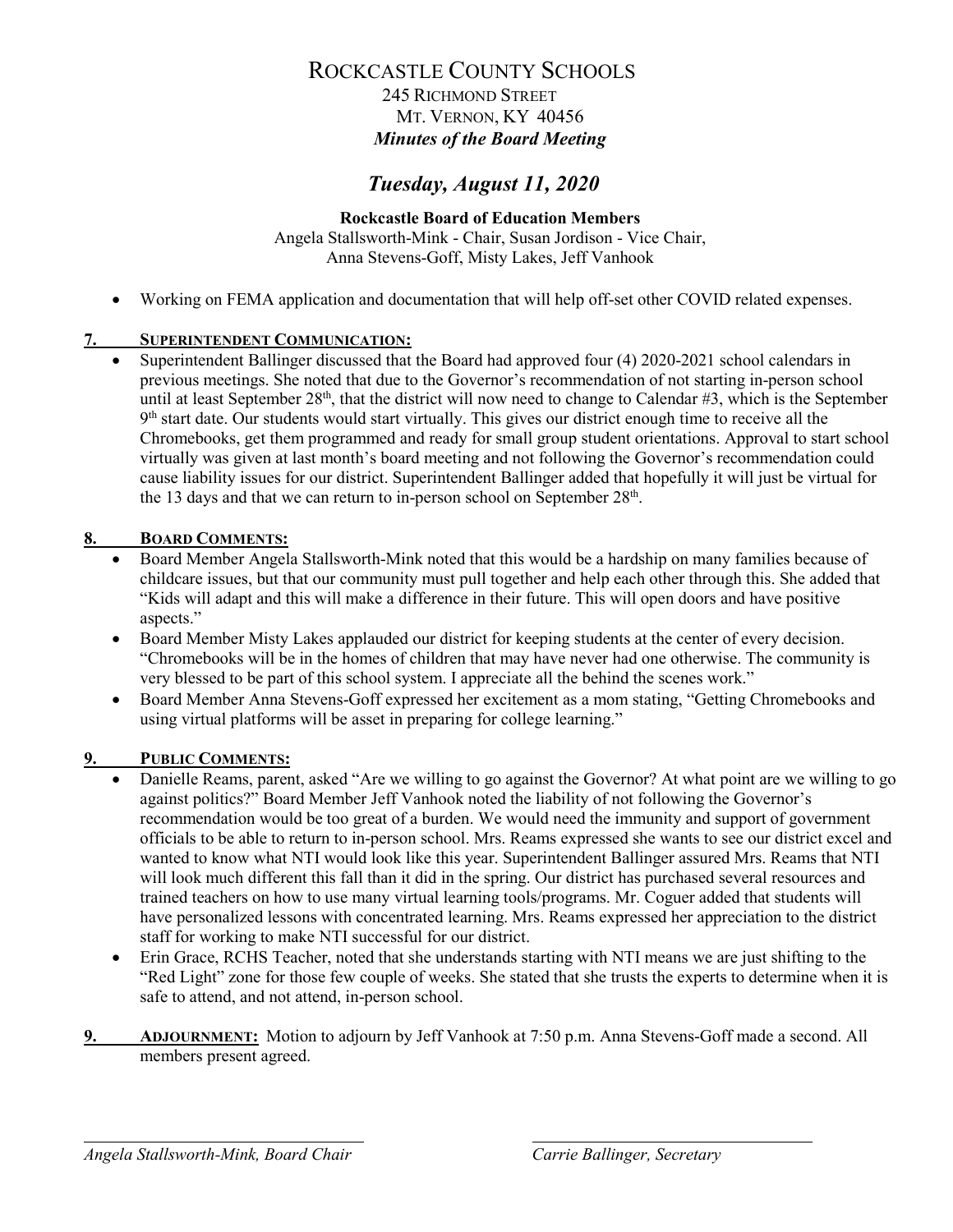# ROCKCASTLE COUNTY SCHOOLS

245 RICHMOND STREET
MT. VERNON, KY 40456
***Minutes of the Board Meeting***

## *Tuesday, August 11, 2020*

**Rockcastle Board of Education Members**
Angela Stallsworth-Mink - Chair, Susan Jordison - Vice Chair,
Anna Stevens-Goff, Misty Lakes, Jeff Vanhook

- Working on FEMA application and documentation that will help off-set other COVID related expenses.

**7. SUPERINTENDENT COMMUNICATION:**

- Superintendent Ballinger discussed that the Board had approved four (4) 2020-2021 school calendars in previous meetings. She noted that due to the Governor's recommendation of not starting in-person school until at least September 28th, that the district will now need to change to Calendar #3, which is the September 9th start date. Our students would start virtually. This gives our district enough time to receive all the Chromebooks, get them programmed and ready for small group student orientations. Approval to start school virtually was given at last month's board meeting and not following the Governor's recommendation could cause liability issues for our district. Superintendent Ballinger added that hopefully it will just be virtual for the 13 days and that we can return to in-person school on September 28th.

**8. BOARD COMMENTS:**

- Board Member Angela Stallsworth-Mink noted that this would be a hardship on many families because of childcare issues, but that our community must pull together and help each other through this. She added that "Kids will adapt and this will make a difference in their future. This will open doors and have positive aspects."
- Board Member Misty Lakes applauded our district for keeping students at the center of every decision. "Chromebooks will be in the homes of children that may have never had one otherwise. The community is very blessed to be part of this school system. I appreciate all the behind the scenes work."
- Board Member Anna Stevens-Goff expressed her excitement as a mom stating, "Getting Chromebooks and using virtual platforms will be asset in preparing for college learning."

**9. PUBLIC COMMENTS:**

- Danielle Reams, parent, asked "Are we willing to go against the Governor? At what point are we willing to go against politics?" Board Member Jeff Vanhook noted the liability of not following the Governor's recommendation would be too great of a burden. We would need the immunity and support of government officials to be able to return to in-person school. Mrs. Reams expressed she wants to see our district excel and wanted to know what NTI would look like this year. Superintendent Ballinger assured Mrs. Reams that NTI will look much different this fall than it did in the spring. Our district has purchased several resources and trained teachers on how to use many virtual learning tools/programs. Mr. Coguer added that students will have personalized lessons with concentrated learning. Mrs. Reams expressed her appreciation to the district staff for working to make NTI successful for our district.
- Erin Grace, RCHS Teacher, noted that she understands starting with NTI means we are just shifting to the "Red Light" zone for those few couple of weeks. She stated that she trusts the experts to determine when it is safe to attend, and not attend, in-person school.

**9. ADJOURNMENT:** Motion to adjourn by Jeff Vanhook at 7:50 p.m. Anna Stevens-Goff made a second. All members present agreed.

*Angela Stallsworth-Mink, Board Chair*

*Carrie Ballinger, Secretary*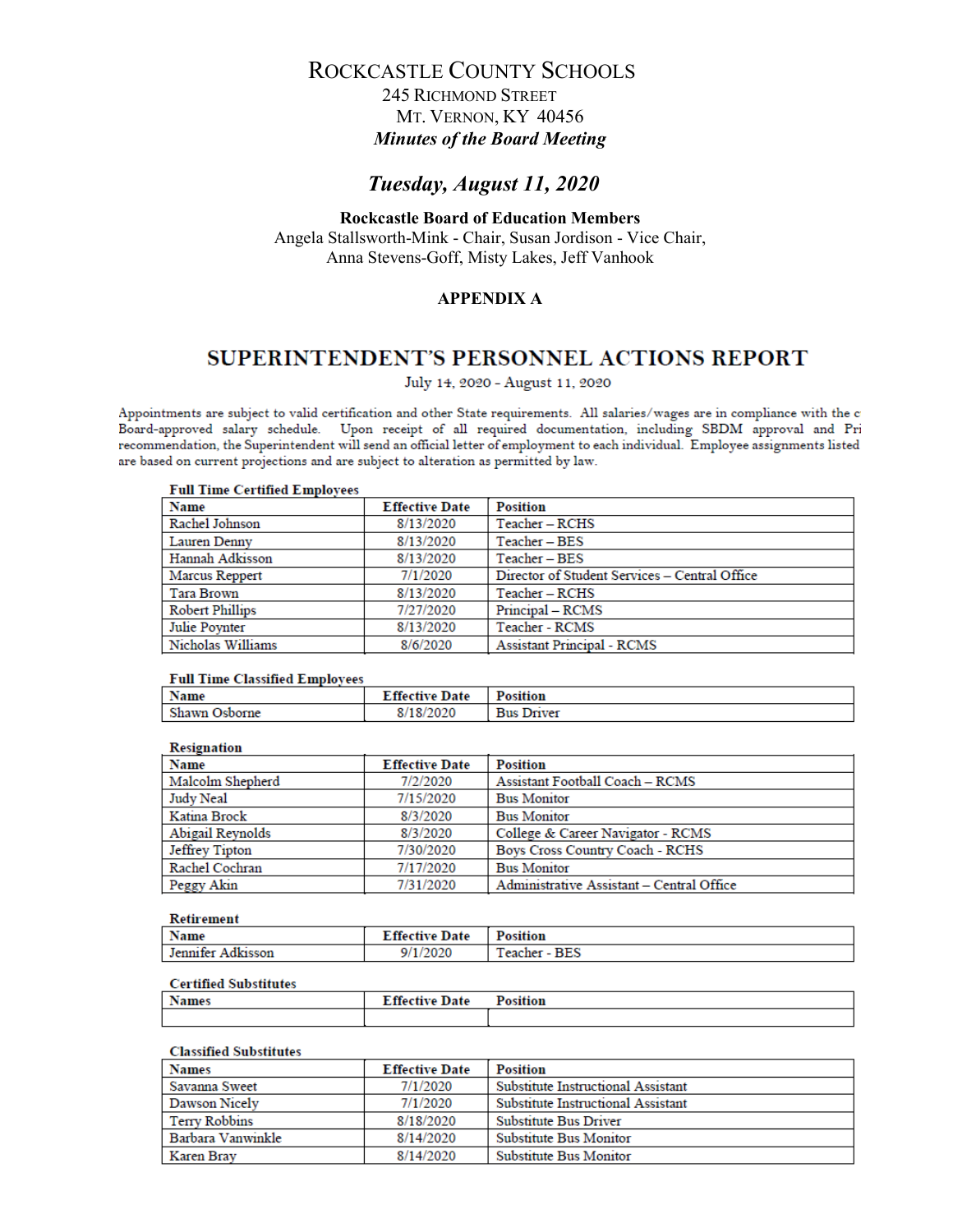# ROCKCASTLE COUNTY SCHOOLS

245 RICHMOND STREET
MT. VERNON, KY 40456

***Minutes of the Board Meeting***

## *Tuesday, August 11, 2020*

**Rockcastle Board of Education Members**
Angela Stallsworth-Mink - Chair, Susan Jordison - Vice Chair,
Anna Stevens-Goff, Misty Lakes, Jeff Vanhook

**APPENDIX A**

## SUPERINTENDENT'S PERSONNEL ACTIONS REPORT

July 14, 2020 - August 11, 2020

Appointments are subject to valid certification and other State requirements. All salaries/wages are in compliance with the c Board-approved salary schedule. Upon receipt of all required documentation, including SBDM approval and Pri recommendation, the Superintendent will send an official letter of employment to each individual. Employee assignments listed are based on current projections and are subject to alteration as permitted by law.

**Full Time Certified Employees**

| Name | Effective Date | Position |
|---|---|---|
| Rachel Johnson | 8/13/2020 | Teacher – RCHS |
| Lauren Denny | 8/13/2020 | Teacher – BES |
| Hannah Adkisson | 8/13/2020 | Teacher – BES |
| Marcus Reppert | 7/1/2020 | Director of Student Services – Central Office |
| Tara Brown | 8/13/2020 | Teacher – RCHS |
| Robert Phillips | 7/27/2020 | Principal – RCMS |
| Julie Poynter | 8/13/2020 | Teacher - RCMS |
| Nicholas Williams | 8/6/2020 | Assistant Principal - RCMS |

**Full Time Classified Employees**

| Name | Effective Date | Position |
|---|---|---|
| Shawn Osborne | 8/18/2020 | Bus Driver |

**Resignation**

| Name | Effective Date | Position |
|---|---|---|
| Malcolm Shepherd | 7/2/2020 | Assistant Football Coach – RCMS |
| Judy Neal | 7/15/2020 | Bus Monitor |
| Katina Brock | 8/3/2020 | Bus Monitor |
| Abigail Reynolds | 8/3/2020 | College & Career Navigator - RCMS |
| Jeffrey Tipton | 7/30/2020 | Boys Cross Country Coach - RCHS |
| Rachel Cochran | 7/17/2020 | Bus Monitor |
| Peggy Akin | 7/31/2020 | Administrative Assistant – Central Office |

**Retirement**

| Name | Effective Date | Position |
|---|---|---|
| Jennifer Adkisson | 9/1/2020 | Teacher - BES |

**Certified Substitutes**

| Names | Effective Date | Position |
|---|---|---|
| | | |

**Classified Substitutes**

| Names | Effective Date | Position |
|---|---|---|
| Savanna Sweet | 7/1/2020 | Substitute Instructional Assistant |
| Dawson Nicely | 7/1/2020 | Substitute Instructional Assistant |
| Terry Robbins | 8/18/2020 | Substitute Bus Driver |
| Barbara Vanwinkle | 8/14/2020 | Substitute Bus Monitor |
| Karen Bray | 8/14/2020 | Substitute Bus Monitor |